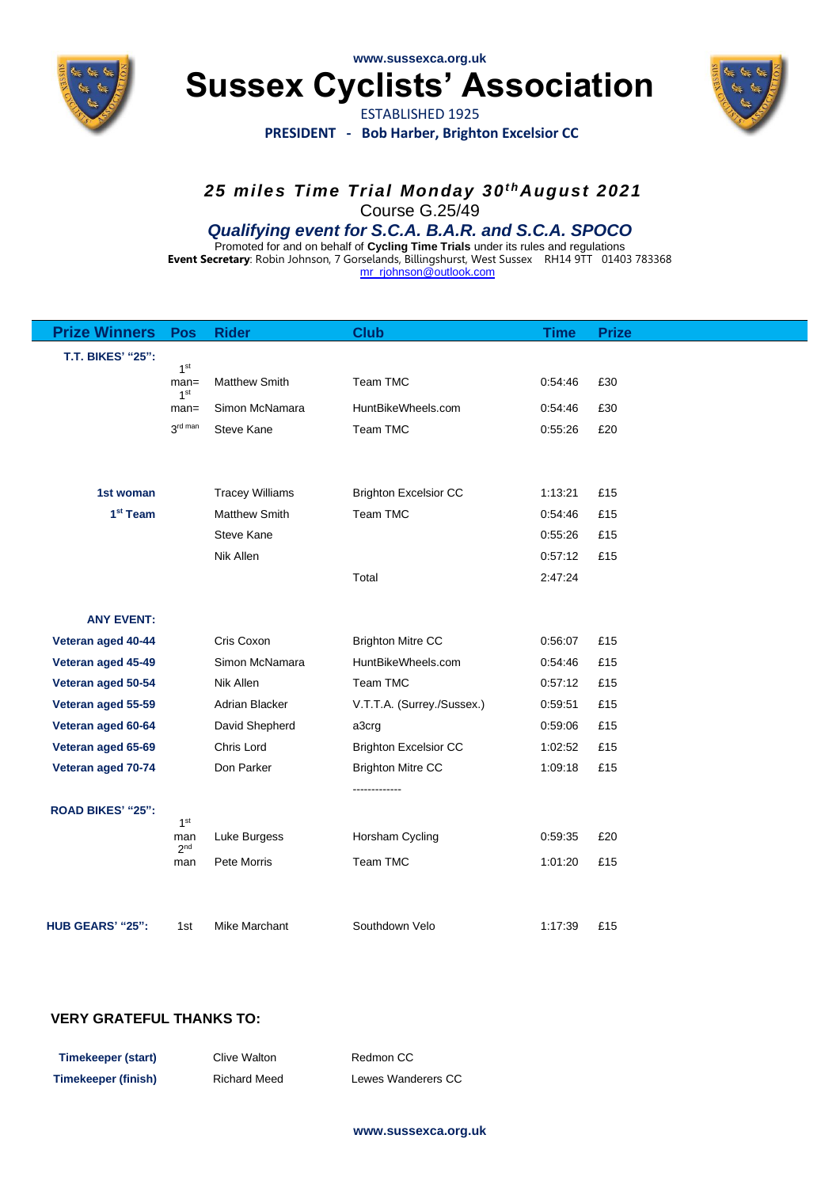www.sussexca.org.uk

# Sussex Cyclists' Association

ESTABLISHED 1925

**PRESIDENT - Bob Harber, Brighton Excelsior CC**

## *25 miles Time Trial Monday 30th August 2021*

Course G.25/49

### *Qualifying event for S.C.A. B.A.R. and S.C.A. SPOCO*

Promoted for and on behalf of **Cycling Time Trials** under its rules and regulations

**Event Secretary**: Robin Johnson, 7 Gorselands, Billingshurst, West Sussex RH14 9TT 01403 783368

mr_rjohnson@outlook.com

| Prize Winners | Pos | Rider | Club | Time | Prize |
|---|---|---|---|---|---|
| **T.T. BIKES' "25":** | | | | | |
| | 1st man= | Matthew Smith | Team TMC | 0:54:46 | £30 |
| | 1st man= | Simon McNamara | HuntBikeWheels.com | 0:54:46 | £30 |
| | 3rd man | Steve Kane | Team TMC | 0:55:26 | £20 |
| **1st woman** | | Tracey Williams | Brighton Excelsior CC | 1:13:21 | £15 |
| **1st Team** | | Matthew Smith | Team TMC | 0:54:46 | £15 |
| | | Steve Kane | | 0:55:26 | £15 |
| | | Nik Allen | | 0:57:12 | £15 |
| | | | Total | 2:47:24 | |
| **ANY EVENT:** | | | | | |
| **Veteran aged 40-44** | | Cris Coxon | Brighton Mitre CC | 0:56:07 | £15 |
| **Veteran aged 45-49** | | Simon McNamara | HuntBikeWheels.com | 0:54:46 | £15 |
| **Veteran aged 50-54** | | Nik Allen | Team TMC | 0:57:12 | £15 |
| **Veteran aged 55-59** | | Adrian Blacker | V.T.T.A. (Surrey./Sussex.) | 0:59:51 | £15 |
| **Veteran aged 60-64** | | David Shepherd | a3crg | 0:59:06 | £15 |
| **Veteran aged 65-69** | | Chris Lord | Brighton Excelsior CC | 1:02:52 | £15 |
| **Veteran aged 70-74** | | Don Parker | Brighton Mitre CC | 1:09:18 | £15 |
| | | | ------------- | | |
| **ROAD BIKES' "25":** | | | | | |
| | 1st man | Luke Burgess | Horsham Cycling | 0:59:35 | £20 |
| | 2nd man | Pete Morris | Team TMC | 1:01:20 | £15 |
| **HUB GEARS' "25":** | 1st | Mike Marchant | Southdown Velo | 1:17:39 | £15 |

### VERY GRATEFUL THANKS TO:

| | | |
|---|---|---|
| **Timekeeper (start)** | Clive Walton | Redmon CC |
| **Timekeeper (finish)** | Richard Meed | Lewes Wanderers CC |

www.sussexca.org.uk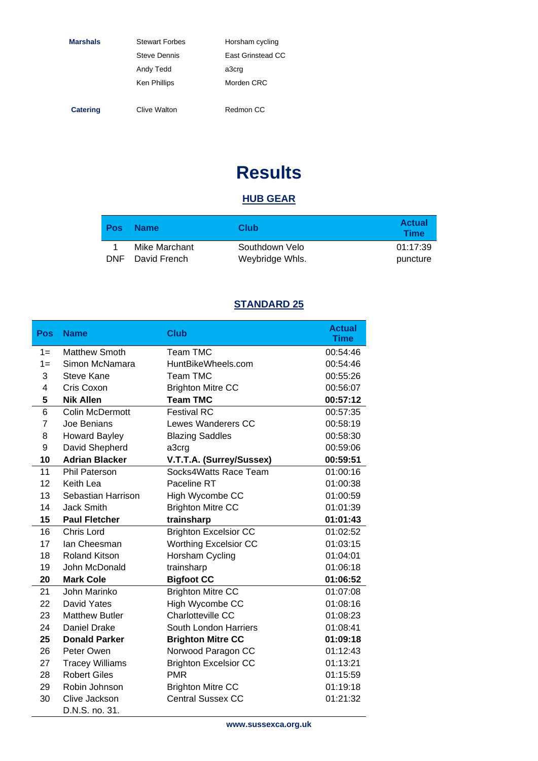| | | |
|---|---|---|
| **Marshals** | Stewart Forbes | Horsham cycling |
| | Steve Dennis | East Grinstead CC |
| | Andy Tedd | a3crg |
| | Ken Phillips | Morden CRC |
| **Catering** | Clive Walton | Redmon CC |

# Results

## HUB GEAR

| Pos | Name | Club | Actual Time |
|---|---|---|---|
| 1 | Mike Marchant | Southdown Velo | 01:17:39 |
| DNF | David French | Weybridge Whls. | puncture |

## STANDARD 25

| Pos | Name | Club | Actual Time |
|---|---|---|---|
| 1= | Matthew Smoth | Team TMC | 00:54:46 |
| 1= | Simon McNamara | HuntBikeWheels.com | 00:54:46 |
| 3 | Steve Kane | Team TMC | 00:55:26 |
| 4 | Cris Coxon | Brighton Mitre CC | 00:56:07 |
| **5** | **Nik Allen** | **Team TMC** | **00:57:12** |
| 6 | Colin McDermott | Festival RC | 00:57:35 |
| 7 | Joe Benians | Lewes Wanderers CC | 00:58:19 |
| 8 | Howard Bayley | Blazing Saddles | 00:58:30 |
| 9 | David Shepherd | a3crg | 00:59:06 |
| **10** | **Adrian Blacker** | **V.T.T.A. (Surrey/Sussex)** | **00:59:51** |
| 11 | Phil Paterson | Socks4Watts Race Team | 01:00:16 |
| 12 | Keith Lea | Paceline RT | 01:00:38 |
| 13 | Sebastian Harrison | High Wycombe CC | 01:00:59 |
| 14 | Jack Smith | Brighton Mitre CC | 01:01:39 |
| **15** | **Paul Fletcher** | **trainsharp** | **01:01:43** |
| 16 | Chris Lord | Brighton Excelsior CC | 01:02:52 |
| 17 | Ian Cheesman | Worthing Excelsior CC | 01:03:15 |
| 18 | Roland Kitson | Horsham Cycling | 01:04:01 |
| 19 | John McDonald | trainsharp | 01:06:18 |
| **20** | **Mark Cole** | **Bigfoot CC** | **01:06:52** |
| 21 | John Marinko | Brighton Mitre CC | 01:07:08 |
| 22 | David Yates | High Wycombe CC | 01:08:16 |
| 23 | Matthew Butler | Charlotteville CC | 01:08:23 |
| 24 | Daniel Drake | South London Harriers | 01:08:41 |
| **25** | **Donald Parker** | **Brighton Mitre CC** | **01:09:18** |
| 26 | Peter Owen | Norwood Paragon CC | 01:12:43 |
| 27 | Tracey Williams | Brighton Excelsior CC | 01:13:21 |
| 28 | Robert Giles | PMR | 01:15:59 |
| 29 | Robin Johnson | Brighton Mitre CC | 01:19:18 |
| 30 | Clive Jackson | Central Sussex CC | 01:21:32 |
| | D.N.S. no. 31. | | |

www.sussexca.org.uk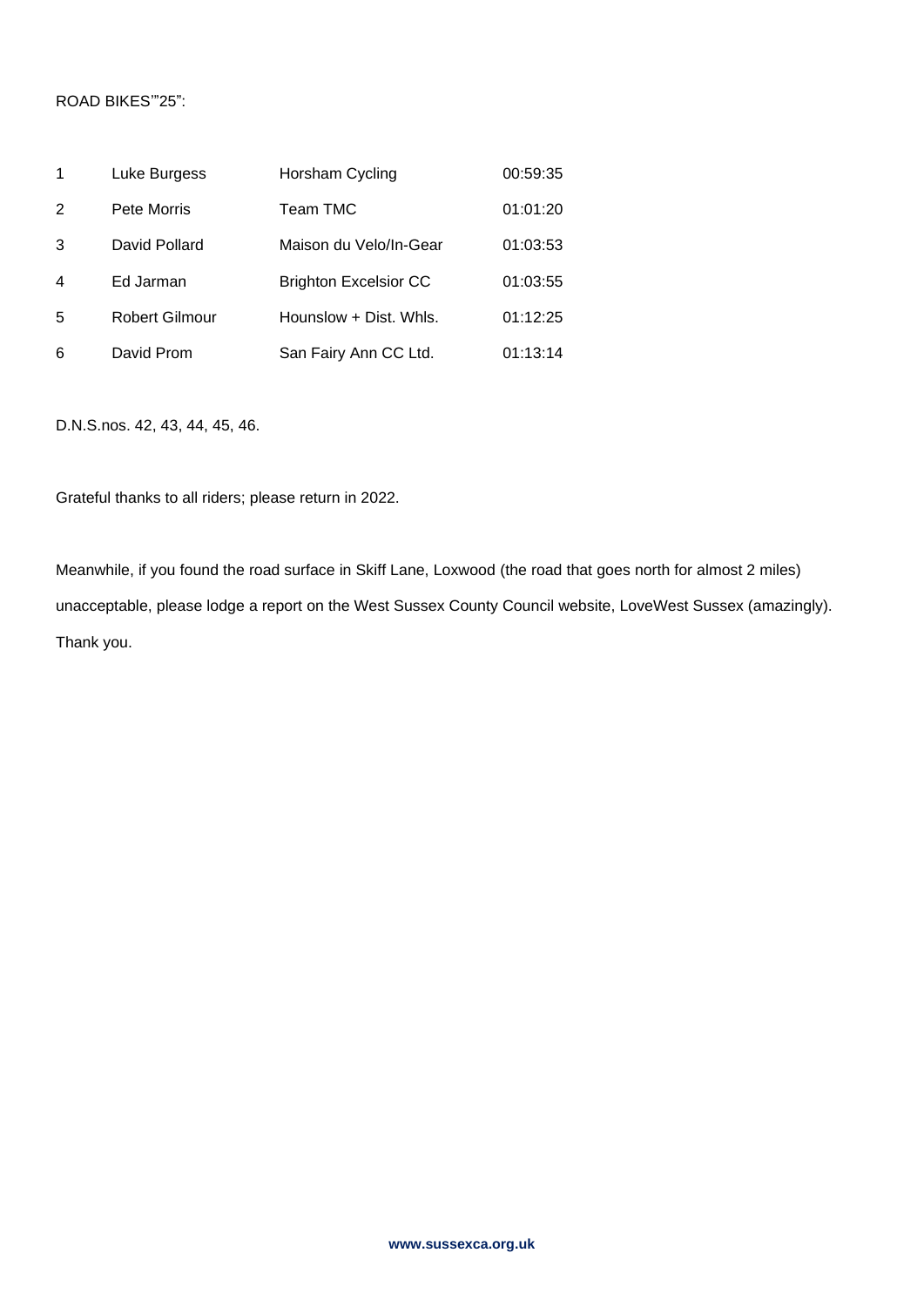ROAD BIKES'"25":

| | | | |
|---|---|---|---|
| 1 | Luke Burgess | Horsham Cycling | 00:59:35 |
| 2 | Pete Morris | Team TMC | 01:01:20 |
| 3 | David Pollard | Maison du Velo/In-Gear | 01:03:53 |
| 4 | Ed Jarman | Brighton Excelsior CC | 01:03:55 |
| 5 | Robert Gilmour | Hounslow + Dist. Whls. | 01:12:25 |
| 6 | David Prom | San Fairy Ann CC Ltd. | 01:13:14 |

D.N.S.nos. 42, 43, 44, 45, 46.

Grateful thanks to all riders; please return in 2022.

Meanwhile, if you found the road surface in Skiff Lane, Loxwood (the road that goes north for almost 2 miles) unacceptable, please lodge a report on the West Sussex County Council website, LoveWest Sussex (amazingly). Thank you.